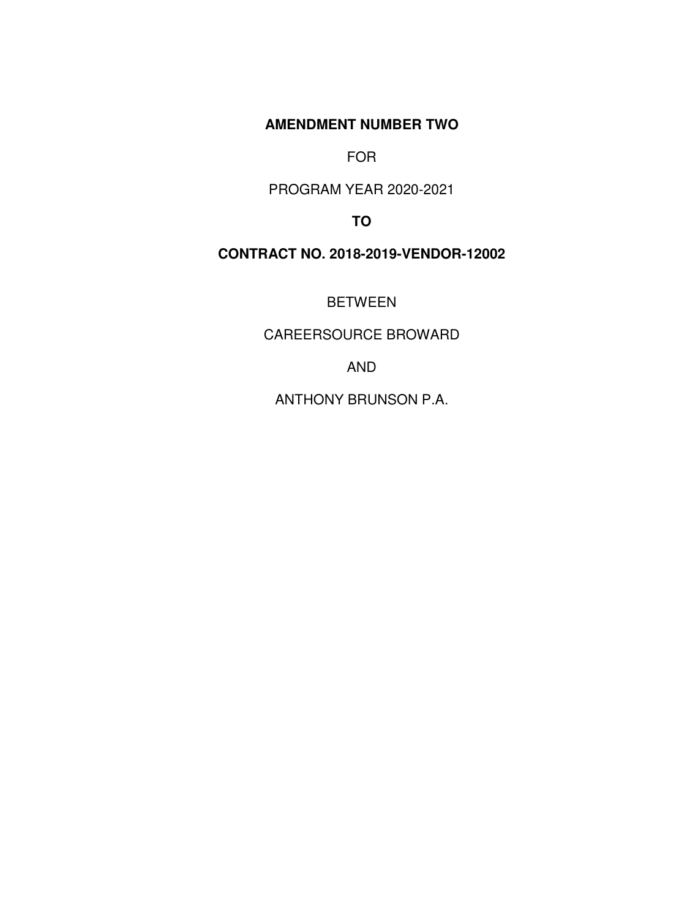**AMENDMENT NUMBER TWO**

FOR

PROGRAM YEAR 2020-2021

**TO**

**CONTRACT NO. 2018-2019-VENDOR-12002**

BETWEEN

CAREERSOURCE BROWARD

AND

ANTHONY BRUNSON P.A.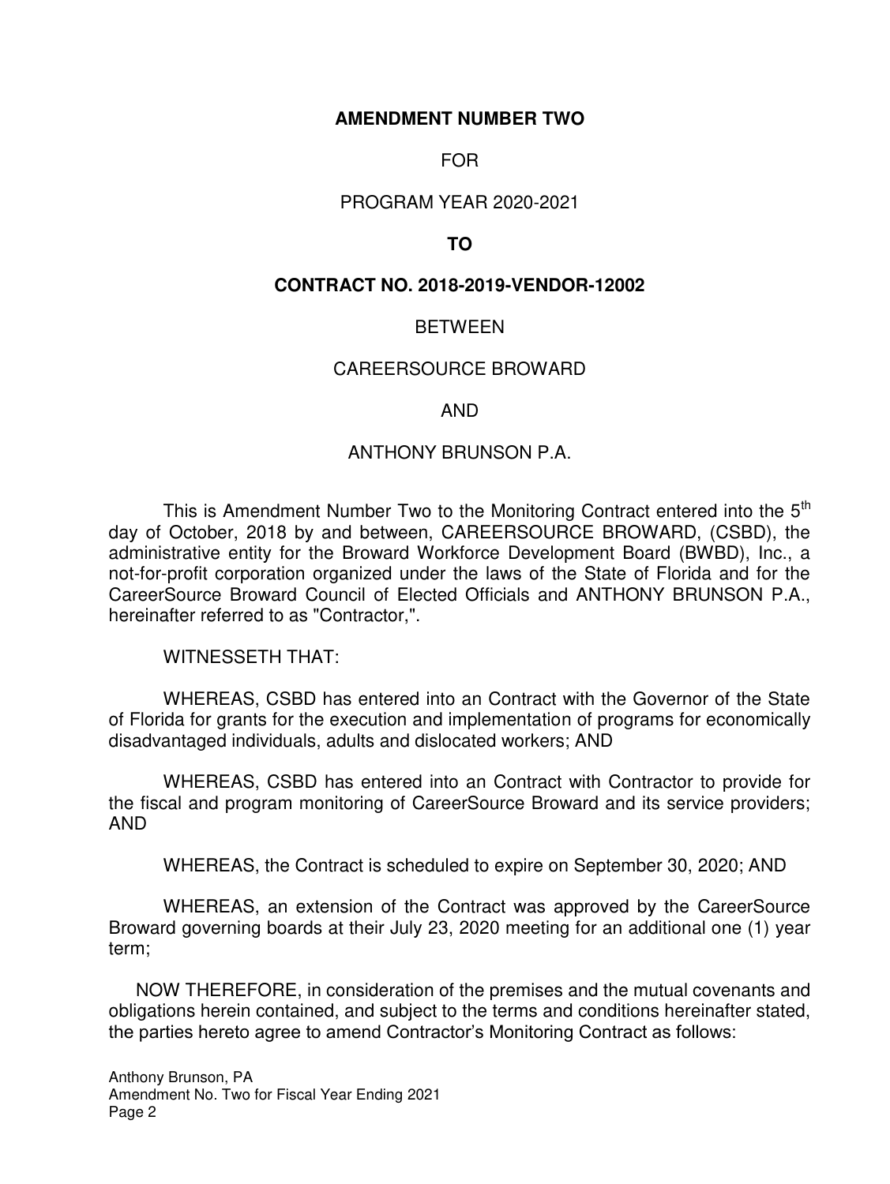**AMENDMENT NUMBER TWO**

FOR

PROGRAM YEAR 2020-2021

**TO**

**CONTRACT NO. 2018-2019-VENDOR-12002**

BETWEEN

CAREERSOURCE BROWARD

AND

ANTHONY BRUNSON P.A.

This is Amendment Number Two to the Monitoring Contract entered into the 5th day of October, 2018 by and between, CAREERSOURCE BROWARD, (CSBD), the administrative entity for the Broward Workforce Development Board (BWBD), Inc., a not-for-profit corporation organized under the laws of the State of Florida and for the CareerSource Broward Council of Elected Officials and ANTHONY BRUNSON P.A., hereinafter referred to as "Contractor,".

WITNESSETH THAT:

WHEREAS, CSBD has entered into an Contract with the Governor of the State of Florida for grants for the execution and implementation of programs for economically disadvantaged individuals, adults and dislocated workers; AND

WHEREAS, CSBD has entered into an Contract with Contractor to provide for the fiscal and program monitoring of CareerSource Broward and its service providers; AND

WHEREAS, the Contract is scheduled to expire on September 30, 2020; AND

WHEREAS, an extension of the Contract was approved by the CareerSource Broward governing boards at their July 23, 2020 meeting for an additional one (1) year term;

NOW THEREFORE, in consideration of the premises and the mutual covenants and obligations herein contained, and subject to the terms and conditions hereinafter stated, the parties hereto agree to amend Contractor's Monitoring Contract as follows: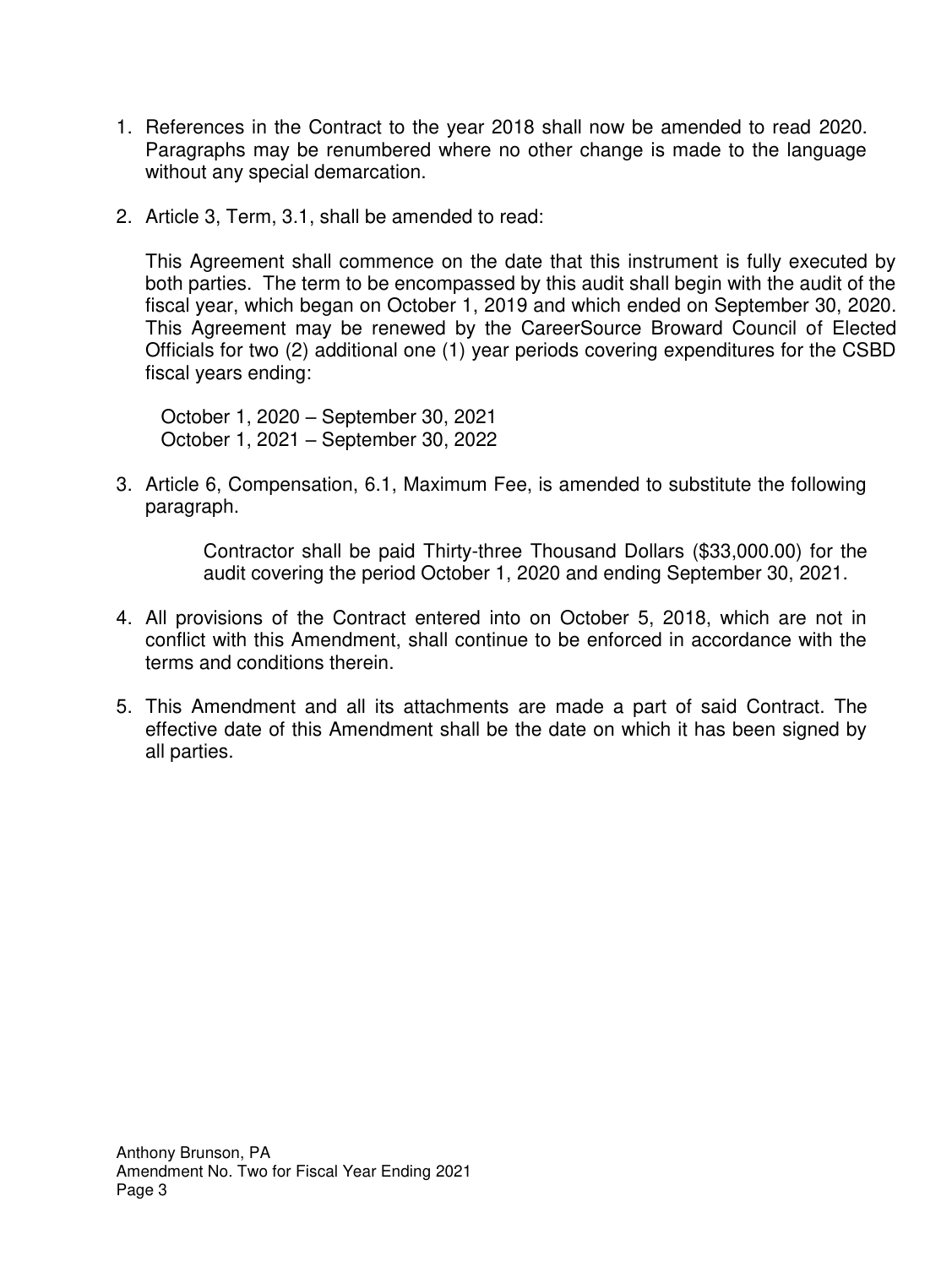1. References in the Contract to the year 2018 shall now be amended to read 2020. Paragraphs may be renumbered where no other change is made to the language without any special demarcation.

2. Article 3, Term, 3.1, shall be amended to read:

   This Agreement shall commence on the date that this instrument is fully executed by both parties. The term to be encompassed by this audit shall begin with the audit of the fiscal year, which began on October 1, 2019 and which ended on September 30, 2020. This Agreement may be renewed by the CareerSource Broward Council of Elected Officials for two (2) additional one (1) year periods covering expenditures for the CSBD fiscal years ending:

   October 1, 2020 – September 30, 2021
   October 1, 2021 – September 30, 2022

3. Article 6, Compensation, 6.1, Maximum Fee, is amended to substitute the following paragraph.

   > Contractor shall be paid Thirty-three Thousand Dollars ($33,000.00) for the audit covering the period October 1, 2020 and ending September 30, 2021.

4. All provisions of the Contract entered into on October 5, 2018, which are not in conflict with this Amendment, shall continue to be enforced in accordance with the terms and conditions therein.

5. This Amendment and all its attachments are made a part of said Contract. The effective date of this Amendment shall be the date on which it has been signed by all parties.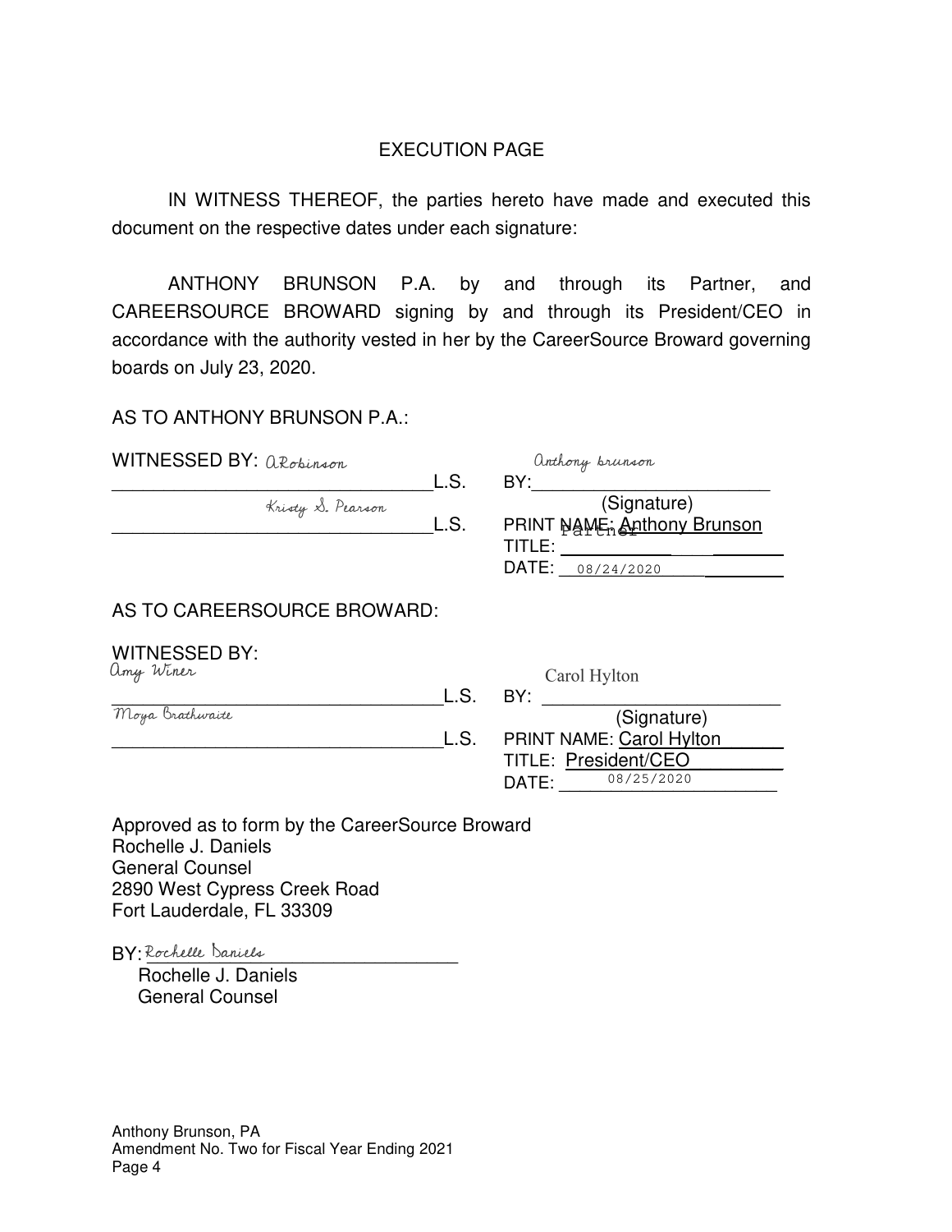# EXECUTION PAGE

IN WITNESS THEREOF, the parties hereto have made and executed this document on the respective dates under each signature:

ANTHONY BRUNSON P.A. by and through its Partner, and CAREERSOURCE BROWARD signing by and through its President/CEO in accordance with the authority vested in her by the CareerSource Broward governing boards on July 23, 2020.

AS TO ANTHONY BRUNSON P.A.:

WITNESSED BY: ARobinson

_________________________________L.S. BY: Anthony brunson
(Signature)

Kristy S. Pearson
_________________________________L.S. PRINT NAME: Anthony Brunson

TITLE: Partner

DATE: 08/24/2020

AS TO CAREERSOURCE BROWARD:

WITNESSED BY:

Amy Winer
_________________________________L.S. BY: Carol Hylton
(Signature)

Moya Brathwaite
_________________________________L.S. PRINT NAME: Carol Hylton

TITLE: President/CEO

DATE: 08/25/2020

Approved as to form by the CareerSource Broward
Rochelle J. Daniels
General Counsel
2890 West Cypress Creek Road
Fort Lauderdale, FL 33309

BY: Rochelle Daniels
Rochelle J. Daniels
General Counsel

Anthony Brunson, PA
Amendment No. Two for Fiscal Year Ending 2021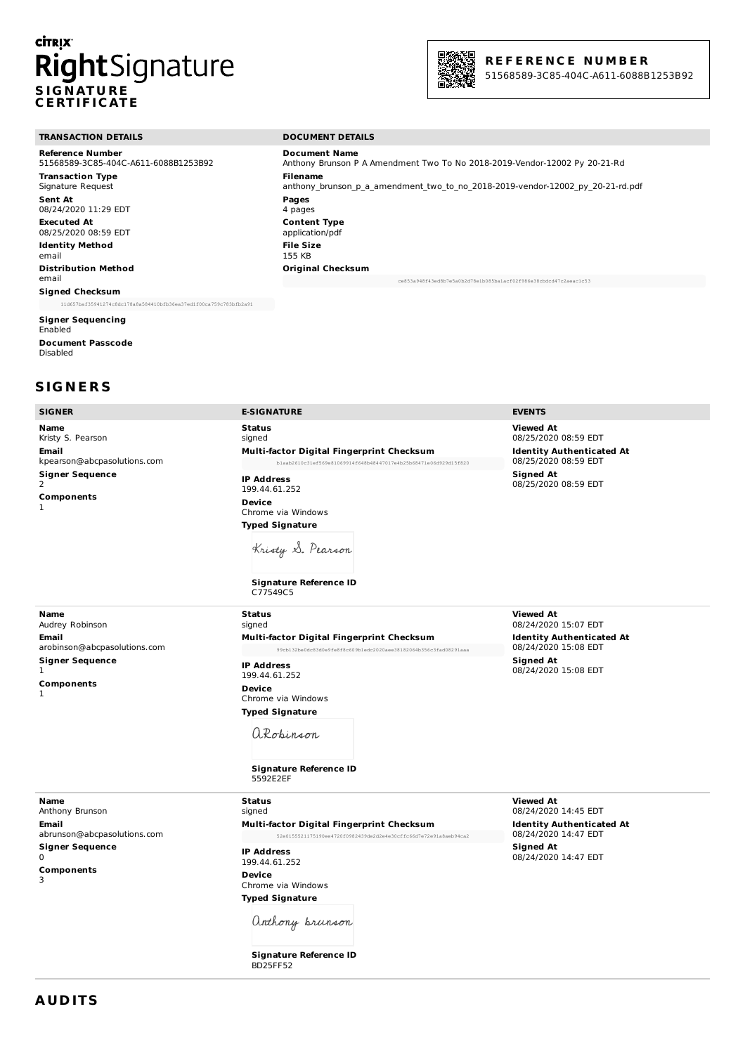# Citrix RightSignature

## SIGNATURE CERTIFICATE

**REFERENCE NUMBER**
51568589-3C85-404C-A611-6088B1253B92

### TRANSACTION DETAILS

**Reference Number**
51568589-3C85-404C-A611-6088B1253B92

**Transaction Type**
Signature Request

**Sent At**
08/24/2020 11:29 EDT

**Executed At**
08/25/2020 08:59 EDT

**Identity Method**
email

**Distribution Method**
email

**Signed Checksum**
11d657baf35941274c8dc178a8a584410bfb36ea37ed1f00ca759c783bfb2a91

**Signer Sequencing**
Enabled

**Document Passcode**
Disabled

### DOCUMENT DETAILS

**Document Name**
Anthony Brunson P A Amendment Two To No 2018-2019-Vendor-12002 Py 20-21-Rd

**Filename**
anthony_brunson_p_a_amendment_two_to_no_2018-2019-vendor-12002_py_20-21-rd.pdf

**Pages**
4 pages

**Content Type**
application/pdf

**File Size**
155 KB

**Original Checksum**
ce853a948f43ed8b7e5a0b2d78e1b085ba1acf02f986e38cbdcd47c2aeac1c53

## SIGNERS

| SIGNER | E-SIGNATURE | EVENTS |
|---|---|---|
| **Name** Kristy S. Pearson<br>**Email** kpearson@abcpasolutions.com<br>**Signer Sequence** 2<br>**Components** 1 | **Status** signed<br>**Multi-factor Digital Fingerprint Checksum** b1aab2610c31ef569e81069914f648b48447017e4b25b68471e06d929d15f820<br>**IP Address** 199.44.61.252<br>**Device** Chrome via Windows<br>**Typed Signature** Kristy S. Pearson<br>**Signature Reference ID** C77549C5 | **Viewed At** 08/25/2020 08:59 EDT<br>**Identity Authenticated At** 08/25/2020 08:59 EDT<br>**Signed At** 08/25/2020 08:59 EDT |
| **Name** Audrey Robinson<br>**Email** arobinson@abcpasolutions.com<br>**Signer Sequence** 1<br>**Components** 1 | **Status** signed<br>**Multi-factor Digital Fingerprint Checksum** 99eb132be0dc83d0e9fe8f8c609b1edc2020aee38182064b356c3fad08291aaa<br>**IP Address** 199.44.61.252<br>**Device** Chrome via Windows<br>**Typed Signature** ARobinson<br>**Signature Reference ID** 5592E2EF | **Viewed At** 08/24/2020 15:07 EDT<br>**Identity Authenticated At** 08/24/2020 15:08 EDT<br>**Signed At** 08/24/2020 15:08 EDT |
| **Name** Anthony Brunson<br>**Email** abrunson@abcpasolutions.com<br>**Signer Sequence** 0<br>**Components** 3 | **Status** signed<br>**Multi-factor Digital Fingerprint Checksum** 52e0155521175190ee4720f0982439de2d2e4e30cffc66d7e72e91a8aeb94ca2<br>**IP Address** 199.44.61.252<br>**Device** Chrome via Windows<br>**Typed Signature** Anthony brunson<br>**Signature Reference ID** BD25FF52 | **Viewed At** 08/24/2020 14:45 EDT<br>**Identity Authenticated At** 08/24/2020 14:47 EDT<br>**Signed At** 08/24/2020 14:47 EDT |

## AUDITS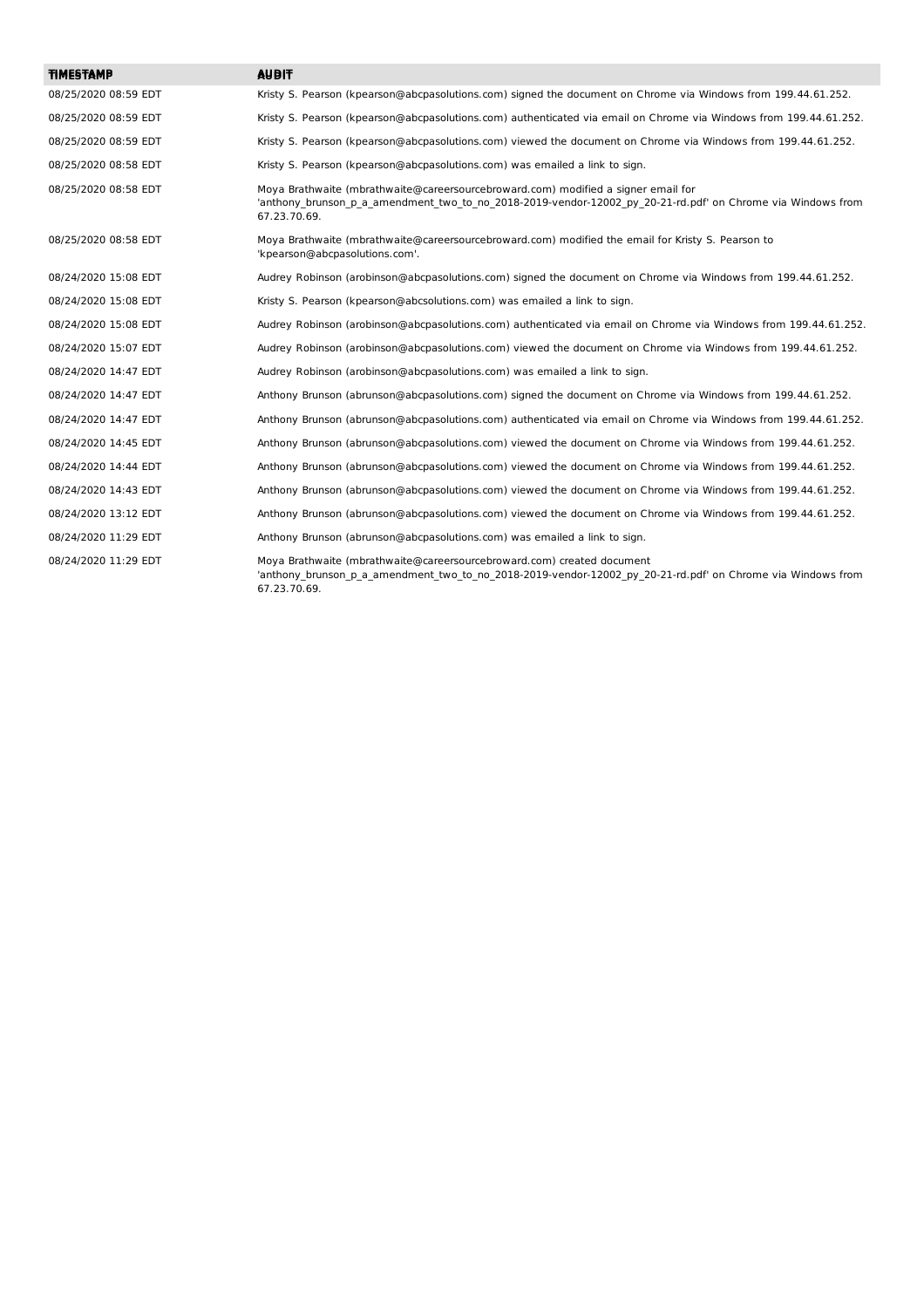| TIMESTAMP | AUDIT |
| --- | --- |
| 08/25/2020 08:59 EDT | Kristy S. Pearson (kpearson@abcpasolutions.com) signed the document on Chrome via Windows from 199.44.61.252. |
| 08/25/2020 08:59 EDT | Kristy S. Pearson (kpearson@abcpasolutions.com) authenticated via email on Chrome via Windows from 199.44.61.252. |
| 08/25/2020 08:59 EDT | Kristy S. Pearson (kpearson@abcpasolutions.com) viewed the document on Chrome via Windows from 199.44.61.252. |
| 08/25/2020 08:58 EDT | Kristy S. Pearson (kpearson@abcpasolutions.com) was emailed a link to sign. |
| 08/25/2020 08:58 EDT | Moya Brathwaite (mbrathwaite@careersourcebroward.com) modified a signer email for 'anthony_brunson_p_a_amendment_two_to_no_2018-2019-vendor-12002_py_20-21-rd.pdf' on Chrome via Windows from 67.23.70.69. |
| 08/25/2020 08:58 EDT | Moya Brathwaite (mbrathwaite@careersourcebroward.com) modified the email for Kristy S. Pearson to 'kpearson@abcpasolutions.com'. |
| 08/24/2020 15:08 EDT | Audrey Robinson (arobinson@abcpasolutions.com) signed the document on Chrome via Windows from 199.44.61.252. |
| 08/24/2020 15:08 EDT | Kristy S. Pearson (kpearson@abcsolutions.com) was emailed a link to sign. |
| 08/24/2020 15:08 EDT | Audrey Robinson (arobinson@abcpasolutions.com) authenticated via email on Chrome via Windows from 199.44.61.252. |
| 08/24/2020 15:07 EDT | Audrey Robinson (arobinson@abcpasolutions.com) viewed the document on Chrome via Windows from 199.44.61.252. |
| 08/24/2020 14:47 EDT | Audrey Robinson (arobinson@abcpasolutions.com) was emailed a link to sign. |
| 08/24/2020 14:47 EDT | Anthony Brunson (abrunson@abcpasolutions.com) signed the document on Chrome via Windows from 199.44.61.252. |
| 08/24/2020 14:47 EDT | Anthony Brunson (abrunson@abcpasolutions.com) authenticated via email on Chrome via Windows from 199.44.61.252. |
| 08/24/2020 14:45 EDT | Anthony Brunson (abrunson@abcpasolutions.com) viewed the document on Chrome via Windows from 199.44.61.252. |
| 08/24/2020 14:44 EDT | Anthony Brunson (abrunson@abcpasolutions.com) viewed the document on Chrome via Windows from 199.44.61.252. |
| 08/24/2020 14:43 EDT | Anthony Brunson (abrunson@abcpasolutions.com) viewed the document on Chrome via Windows from 199.44.61.252. |
| 08/24/2020 13:12 EDT | Anthony Brunson (abrunson@abcpasolutions.com) viewed the document on Chrome via Windows from 199.44.61.252. |
| 08/24/2020 11:29 EDT | Anthony Brunson (abrunson@abcpasolutions.com) was emailed a link to sign. |
| 08/24/2020 11:29 EDT | Moya Brathwaite (mbrathwaite@careersourcebroward.com) created document 'anthony_brunson_p_a_amendment_two_to_no_2018-2019-vendor-12002_py_20-21-rd.pdf' on Chrome via Windows from 67.23.70.69. |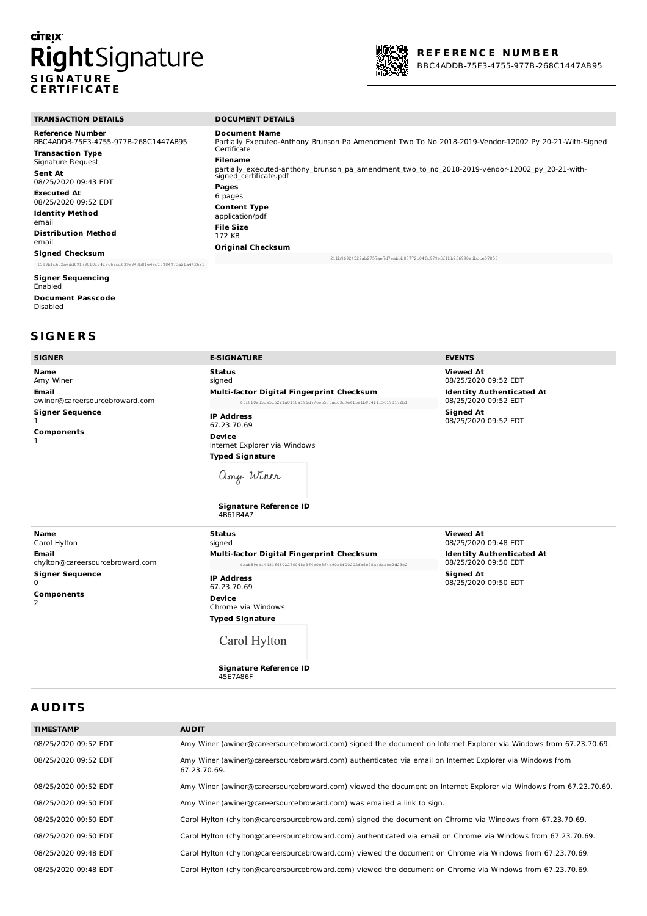**citrix**

# RightSignature

**SIGNATURE CERTIFICATE**

**REFERENCE NUMBER**
BBC4ADDB-75E3-4755-977B-268C1447AB95

## TRANSACTION DETAILS

**Reference Number**
BBC4ADDB-75E3-4755-977B-268C1447AB95

**Transaction Type**
Signature Request

**Sent At**
08/25/2020 09:43 EDT

**Executed At**
08/25/2020 09:52 EDT

**Identity Method**
email

**Distribution Method**
email

**Signed Checksum**
f599b1c632aedd691790f0f74f9667cc639a947b81e4ec18984973a2fa442621

**Signer Sequencing**
Enabled

**Document Passcode**
Disabled

## DOCUMENT DETAILS

**Document Name**
Partially Executed-Anthony Brunson Pa Amendment Two To No 2018-2019-Vendor-12002 Py 20-21-With-Signed Certificate

**Filename**
partially_executed-anthony_brunson_pa_amendment_two_to_no_2018-2019-vendor-12002_py_20-21-with-signed_certificate.pdf

**Pages**
6 pages

**Content Type**
application/pdf

**File Size**
172 KB

**Original Checksum**
211b96924527ab2757ae7d7eabbb88772c04fc979e5f1bb2f6990adbbce07856

# SIGNERS

| SIGNER | E-SIGNATURE | EVENTS |
|---|---|---|
| **Name** Amy Winer<br>**Email** awiner@careersourcebroward.com<br>**Signer Sequence** 1<br>**Components** 1 | **Status** signed<br>**Multi-factor Digital Fingerprint Checksum** 6ff810ad5de5c6221a0118a196d776e5570acc3c7e6f5a1b904f1f50198172b1<br>**IP Address** 67.23.70.69<br>**Device** Internet Explorer via Windows<br>**Typed Signature** Amy Winer<br>**Signature Reference ID** 4B61B4A7 | **Viewed At** 08/25/2020 09:52 EDT<br>**Identity Authenticated At** 08/25/2020 09:52 EDT<br>**Signed At** 08/25/2020 09:52 EDT |
| **Name** Carol Hylton<br>**Email** chylton@careersourcebroward.com<br>**Signer Sequence** 0<br>**Components** 2 | **Status** signed<br>**Multi-factor Digital Fingerprint Checksum** 6aab89ce14431f6802276048a3f4e0c8f4d90a8f00202fb5c78ac8aa0c2d23e2<br>**IP Address** 67.23.70.69<br>**Device** Chrome via Windows<br>**Typed Signature** Carol Hylton<br>**Signature Reference ID** 45E7A86F | **Viewed At** 08/25/2020 09:48 EDT<br>**Identity Authenticated At** 08/25/2020 09:50 EDT<br>**Signed At** 08/25/2020 09:50 EDT |

# AUDITS

| TIMESTAMP | AUDIT |
|---|---|
| 08/25/2020 09:52 EDT | Amy Winer (awiner@careersourcebroward.com) signed the document on Internet Explorer via Windows from 67.23.70.69. |
| 08/25/2020 09:52 EDT | Amy Winer (awiner@careersourcebroward.com) authenticated via email on Internet Explorer via Windows from 67.23.70.69. |
| 08/25/2020 09:52 EDT | Amy Winer (awiner@careersourcebroward.com) viewed the document on Internet Explorer via Windows from 67.23.70.69. |
| 08/25/2020 09:50 EDT | Amy Winer (awiner@careersourcebroward.com) was emailed a link to sign. |
| 08/25/2020 09:50 EDT | Carol Hylton (chylton@careersourcebroward.com) signed the document on Chrome via Windows from 67.23.70.69. |
| 08/25/2020 09:50 EDT | Carol Hylton (chylton@careersourcebroward.com) authenticated via email on Chrome via Windows from 67.23.70.69. |
| 08/25/2020 09:48 EDT | Carol Hylton (chylton@careersourcebroward.com) viewed the document on Chrome via Windows from 67.23.70.69. |
| 08/25/2020 09:48 EDT | Carol Hylton (chylton@careersourcebroward.com) viewed the document on Chrome via Windows from 67.23.70.69. |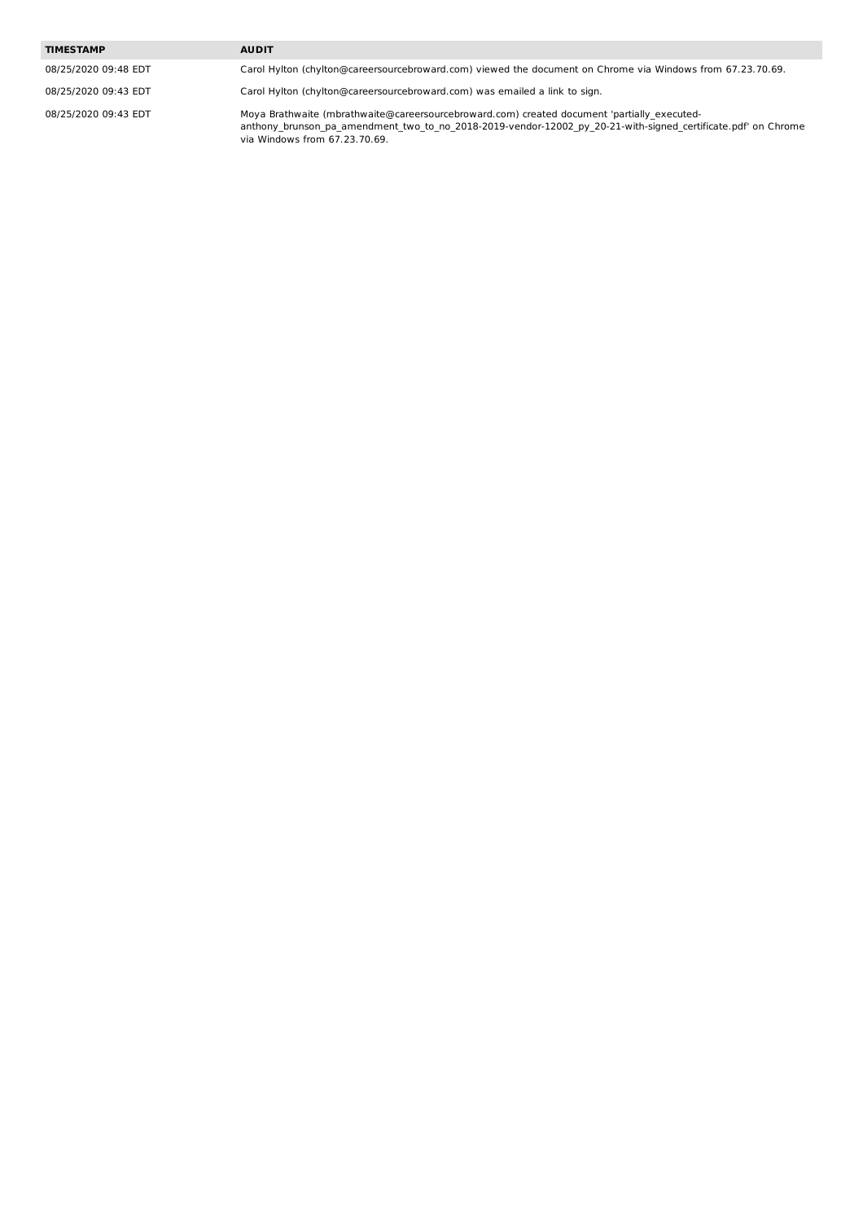| TIMESTAMP | AUDIT |
| --- | --- |
| 08/25/2020 09:48 EDT | Carol Hylton (chylton@careersourcebroward.com) viewed the document on Chrome via Windows from 67.23.70.69. |
| 08/25/2020 09:43 EDT | Carol Hylton (chylton@careersourcebroward.com) was emailed a link to sign. |
| 08/25/2020 09:43 EDT | Moya Brathwaite (mbrathwaite@careersourcebroward.com) created document 'partially_executed-anthony_brunson_pa_amendment_two_to_no_2018-2019-vendor-12002_py_20-21-with-signed_certificate.pdf' on Chrome via Windows from 67.23.70.69. |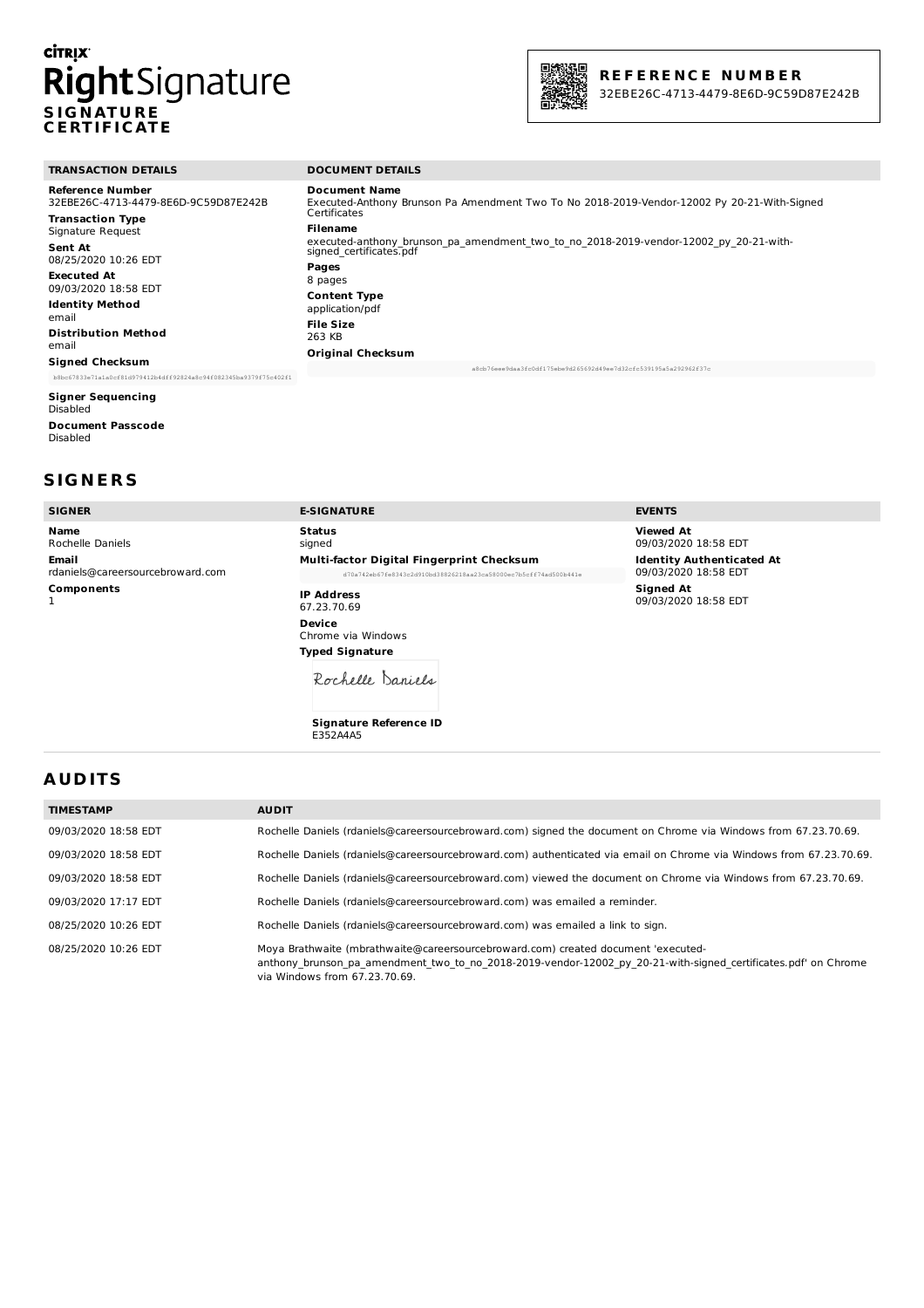**CITRIX**

# RightSignature

**SIGNATURE CERTIFICATE**

**REFERENCE NUMBER**
32EBE26C-4713-4479-8E6D-9C59D87E242B

## TRANSACTION DETAILS

**Reference Number**
32EBE26C-4713-4479-8E6D-9C59D87E242B

**Transaction Type**
Signature Request

**Sent At**
08/25/2020 10:26 EDT

**Executed At**
09/03/2020 18:58 EDT

**Identity Method**
email

**Distribution Method**
email

**Signed Checksum**
b8bc67833e71a1a0cf81d979412b4dff92824a8c94f082345ba9379f75c402f1

**Signer Sequencing**
Disabled

**Document Passcode**
Disabled

## DOCUMENT DETAILS

**Document Name**
Executed-Anthony Brunson Pa Amendment Two To No 2018-2019-Vendor-12002 Py 20-21-With-Signed Certificates

**Filename**
executed-anthony_brunson_pa_amendment_two_to_no_2018-2019-vendor-12002_py_20-21-with-signed_certificates.pdf

**Pages**
8 pages

**Content Type**
application/pdf

**File Size**
263 KB

**Original Checksum**
a8cb76eee9daa3fc0df175ebe9d265692d49ee7d32cfc539195a5a292962f37c

# SIGNERS

| SIGNER | E-SIGNATURE | EVENTS |
|---|---|---|
| **Name**<br>Rochelle Daniels<br>**Email**<br>rdaniels@careersourcebroward.com<br>**Components**<br>1 | **Status**<br>signed<br>**Multi-factor Digital Fingerprint Checksum**<br>d70a742eb67fe8343c2d910bd38826218aa23ca58000ec7b5cff74ad500b441e<br>**IP Address**<br>67.23.70.69<br>**Device**<br>Chrome via Windows<br>**Typed Signature**<br>Rochelle Daniels<br>**Signature Reference ID**<br>E352A4A5 | **Viewed At**<br>09/03/2020 18:58 EDT<br>**Identity Authenticated At**<br>09/03/2020 18:58 EDT<br>**Signed At**<br>09/03/2020 18:58 EDT |

# AUDITS

| TIMESTAMP | AUDIT |
|---|---|
| 09/03/2020 18:58 EDT | Rochelle Daniels (rdaniels@careersourcebroward.com) signed the document on Chrome via Windows from 67.23.70.69. |
| 09/03/2020 18:58 EDT | Rochelle Daniels (rdaniels@careersourcebroward.com) authenticated via email on Chrome via Windows from 67.23.70.69. |
| 09/03/2020 18:58 EDT | Rochelle Daniels (rdaniels@careersourcebroward.com) viewed the document on Chrome via Windows from 67.23.70.69. |
| 09/03/2020 17:17 EDT | Rochelle Daniels (rdaniels@careersourcebroward.com) was emailed a reminder. |
| 08/25/2020 10:26 EDT | Rochelle Daniels (rdaniels@careersourcebroward.com) was emailed a link to sign. |
| 08/25/2020 10:26 EDT | Moya Brathwaite (mbrathwaite@careersourcebroward.com) created document 'executed-anthony_brunson_pa_amendment_two_to_no_2018-2019-vendor-12002_py_20-21-with-signed_certificates.pdf' on Chrome via Windows from 67.23.70.69. |